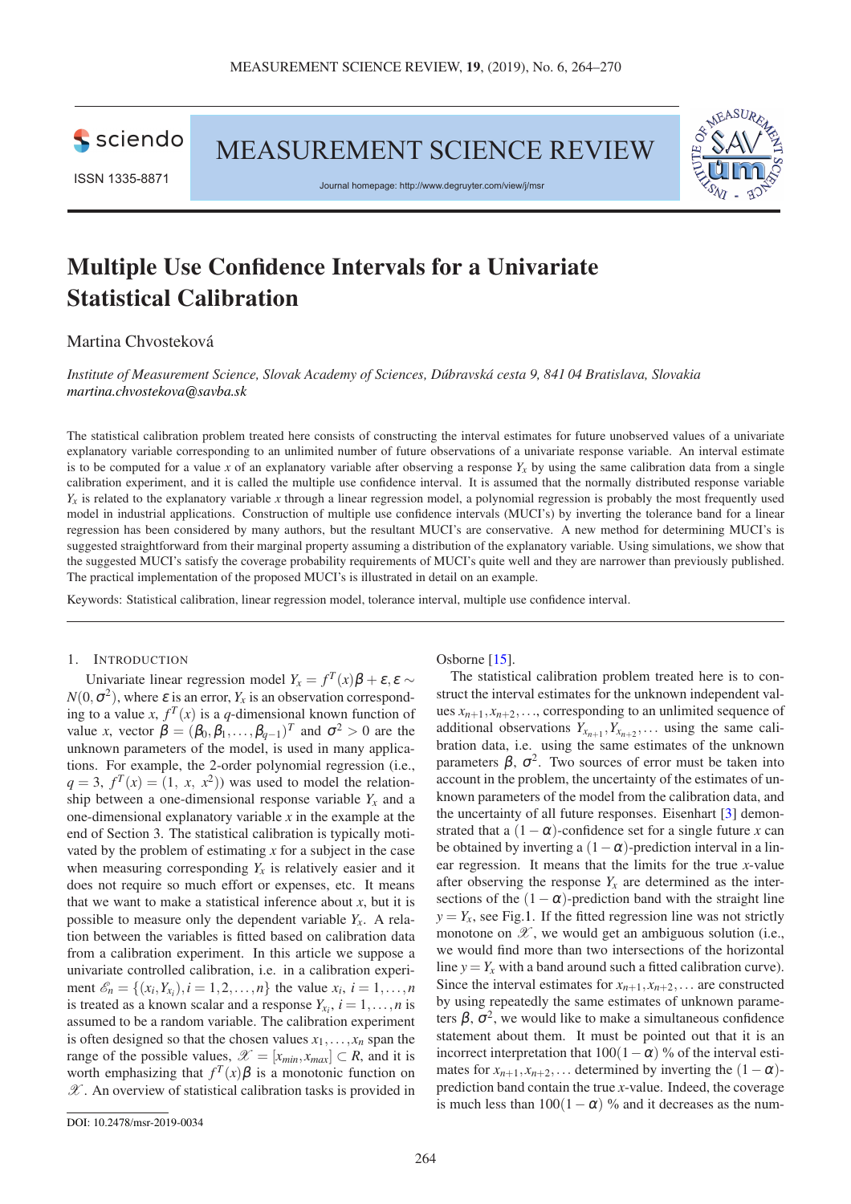# Multiple Use Confidence Intervals for a Univariate Statistical Calibration

Martina Chvosteková

*Institute of Measurement Science, Slovak Academy of Sciences, Dúbravská cesta 9, 841 04 Bratislava, Slovakia*
*martina.chvostekova@savba.sk*

The statistical calibration problem treated here consists of constructing the interval estimates for future unobserved values of a univariate explanatory variable corresponding to an unlimited number of future observations of a univariate response variable. An interval estimate is to be computed for a value $x$ of an explanatory variable after observing a response $Y_x$ by using the same calibration data from a single calibration experiment, and it is called the multiple use confidence interval. It is assumed that the normally distributed response variable $Y_x$ is related to the explanatory variable $x$ through a linear regression model, a polynomial regression is probably the most frequently used model in industrial applications. Construction of multiple use confidence intervals (MUCI's) by inverting the tolerance band for a linear regression has been considered by many authors, but the resultant MUCI's are conservative. A new method for determining MUCI's is suggested straightforward from their marginal property assuming a distribution of the explanatory variable. Using simulations, we show that the suggested MUCI's satisfy the coverage probability requirements of MUCI's quite well and they are narrower than previously published. The practical implementation of the proposed MUCI's is illustrated in detail on an example.

Keywords: Statistical calibration, linear regression model, tolerance interval, multiple use confidence interval.

## 1. Introduction

Univariate linear regression model $Y_x = f^T(x)\beta + \varepsilon, \varepsilon \sim N(0, \sigma^2)$, where $\varepsilon$ is an error, $Y_x$ is an observation corresponding to a value $x$, $f^T(x)$ is a $q$-dimensional known function of value $x$, vector $\beta = (\beta_0, \beta_1, \ldots, \beta_{q-1})^T$ and $\sigma^2 > 0$ are the unknown parameters of the model, is used in many applications. For example, the 2-order polynomial regression (i.e., $q = 3$, $f^T(x) = (1,\ x,\ x^2)$) was used to model the relationship between a one-dimensional response variable $Y_x$ and a one-dimensional explanatory variable $x$ in the example at the end of Section 3. The statistical calibration is typically motivated by the problem of estimating $x$ for a subject in the case when measuring corresponding $Y_x$ is relatively easier and it does not require so much effort or expenses, etc. It means that we want to make a statistical inference about $x$, but it is possible to measure only the dependent variable $Y_x$. A relation between the variables is fitted based on calibration data from a calibration experiment. In this article we suppose a univariate controlled calibration, i.e. in a calibration experiment $\mathscr{E}_n = \{(x_i, Y_{x_i}), i = 1, 2, \ldots, n\}$ the value $x_i$, $i = 1, \ldots, n$ is treated as a known scalar and a response $Y_{x_i}$, $i = 1, \ldots, n$ is assumed to be a random variable. The calibration experiment is often designed so that the chosen values $x_1, \ldots, x_n$ span the range of the possible values, $\mathscr{X} = [x_{min}, x_{max}] \subset R$, and it is worth emphasizing that $f^T(x)\beta$ is a monotonic function on $\mathscr{X}$. An overview of statistical calibration tasks is provided in Osborne [15].

The statistical calibration problem treated here is to construct the interval estimates for the unknown independent values $x_{n+1}, x_{n+2}, \ldots$, corresponding to an unlimited sequence of additional observations $Y_{x_{n+1}}, Y_{x_{n+2}}, \ldots$ using the same calibration data, i.e. using the same estimates of the unknown parameters $\beta$, $\sigma^2$. Two sources of error must be taken into account in the problem, the uncertainty of the estimates of unknown parameters of the model from the calibration data, and the uncertainty of all future responses. Eisenhart [3] demonstrated that a $(1-\alpha)$-confidence set for a single future $x$ can be obtained by inverting a $(1-\alpha)$-prediction interval in a linear regression. It means that the limits for the true $x$-value after observing the response $Y_x$ are determined as the intersections of the $(1-\alpha)$-prediction band with the straight line $y = Y_x$, see Fig.1. If the fitted regression line was not strictly monotone on $\mathscr{X}$, we would get an ambiguous solution (i.e., we would find more than two intersections of the horizontal line $y = Y_x$ with a band around such a fitted calibration curve). Since the interval estimates for $x_{n+1}, x_{n+2}, \ldots$ are constructed by using repeatedly the same estimates of unknown parameters $\beta$, $\sigma^2$, we would like to make a simultaneous confidence statement about them. It must be pointed out that it is an incorrect interpretation that $100(1-\alpha)$ % of the interval estimates for $x_{n+1}, x_{n+2}, \ldots$ determined by inverting the $(1-\alpha)$-prediction band contain the true $x$-value. Indeed, the coverage is much less than $100(1-\alpha)$ % and it decreases as the num-

DOI: 10.2478/msr-2019-0034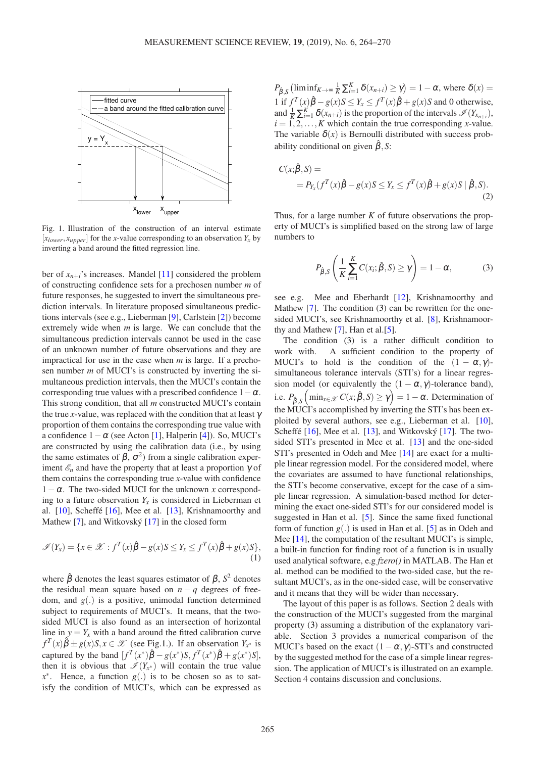Fig. 1. Illustration of the construction of an interval estimate $[x_{lower}, x_{upper}]$ for the $x$-value corresponding to an observation $Y_x$ by inverting a band around the fitted regression line.

ber of $x_{n+i}$'s increases. Mandel [11] considered the problem of constructing confidence sets for a prechosen number $m$ of future responses, he suggested to invert the simultaneous prediction intervals. In literature proposed simultaneous predictions intervals (see e.g., Lieberman [9], Carlstein [2]) become extremely wide when $m$ is large. We can conclude that the simultaneous prediction intervals cannot be used in the case of an unknown number of future observations and they are impractical for use in the case when $m$ is large. If a prechosen number $m$ of MUCI's is constructed by inverting the simultaneous prediction intervals, then the MUCI's contain the corresponding true values with a prescribed confidence $1-\alpha$. This strong condition, that all $m$ constructed MUCI's contain the true $x$-value, was replaced with the condition that at least $\gamma$ proportion of them contains the corresponding true value with a confidence $1-\alpha$ (see Acton [1], Halperin [4]). So, MUCI's are constructed by using the calibration data (i.e., by using the same estimates of $\beta$, $\sigma^2$) from a single calibration experiment $\mathscr{E}_n$ and have the property that at least a proportion $\gamma$ of them contains the corresponding true $x$-value with confidence $1-\alpha$. The two-sided MUCI for the unknown $x$ corresponding to a future observation $Y_x$ is considered in Lieberman et al. [10], Scheffé [16], Mee et al. [13], Krishnamoorthy and Mathew [7], and Witkovský [17] in the closed form

$$\mathscr{I}(Y_x) = \{x \in \mathscr{X} : f^T(x)\hat{\beta} - g(x)S \leq Y_x \leq f^T(x)\hat{\beta} + g(x)S\}, \tag{1}$$

where $\hat{\beta}$ denotes the least squares estimator of $\beta$, $S^2$ denotes the residual mean square based on $n-q$ degrees of freedom, and $g(.)$ is a positive, unimodal function determined subject to requirements of MUCI's. It means, that the two-sided MUCI is also found as an intersection of horizontal line in $y = Y_x$ with a band around the fitted calibration curve $f^T(x)\hat{\beta} \pm g(x)S, x \in \mathscr{X}$ (see Fig.1.). If an observation $Y_{x^*}$ is captured by the band $[f^T(x^*)\hat{\beta} - g(x^*)S, f^T(x^*)\hat{\beta} + g(x^*)S]$, then it is obvious that $\mathscr{I}(Y_{x^*})$ will contain the true value $x^*$. Hence, a function $g(.)$ is to be chosen so as to satisfy the condition of MUCI's, which can be expressed as $P_{\hat{\beta},S}\left(\liminf_{K\to\infty} \frac{1}{K}\sum_{i=1}^{K}\delta(x_{n+i}) \geq \gamma\right) = 1-\alpha$, where $\delta(x) = 1$ if $f^T(x)\hat{\beta} - g(x)S \leq Y_x \leq f^T(x)\hat{\beta} + g(x)S$ and 0 otherwise, and $\frac{1}{K}\sum_{i=1}^{K}\delta(x_{n+i})$ is the proportion of the intervals $\mathscr{I}(Y_{x_{n+i}})$, $i = 1, 2, \ldots, K$ which contain the true corresponding $x$-value. The variable $\delta(x)$ is Bernoulli distributed with success probability conditional on given $\hat{\beta}, S$:

$$C(x; \hat{\beta}, S) = \\ = P_{Y_x}(f^T(x)\hat{\beta} - g(x)S \leq Y_x \leq f^T(x)\hat{\beta} + g(x)S \mid \hat{\beta}, S). \tag{2}$$

Thus, for a large number $K$ of future observations the property of MUCI's is simplified based on the strong law of large numbers to

$$P_{\hat{\beta},S}\left(\frac{1}{K}\sum_{i=1}^{K} C(x_i; \hat{\beta}, S) \geq \gamma\right) = 1-\alpha, \tag{3}$$

see e.g. Mee and Eberhardt [12], Krishnamoorthy and Mathew [7]. The condition (3) can be rewritten for the one-sided MUCI's, see Krishnamoorthy et al. [8], Krishnamoorthy and Mathew [7], Han et al.[5].

The condition (3) is a rather difficult condition to work with. A sufficient condition to the property of MUCI's to hold is the condition of the $(1-\alpha,\gamma)$-simultaneous tolerance intervals (STI's) for a linear regression model (or equivalently the $(1-\alpha,\gamma)$-tolerance band), i.e. $P_{\hat{\beta},S}\left(\min_{x\in\mathscr{X}} C(x; \hat{\beta}, S) \geq \gamma\right) = 1-\alpha$. Determination of the MUCI's accomplished by inverting the STI's has been exploited by several authors, see e.g., Lieberman et al. [10], Scheffé [16], Mee et al. [13], and Witkovský [17]. The two-sided STI's presented in Mee et al. [13] and the one-sided STI's presented in Odeh and Mee [14] are exact for a multiple linear regression model. For the considered model, where the covariates are assumed to have functional relationships, the STI's become conservative, except for the case of a simple linear regression. A simulation-based method for determining the exact one-sided STI's for our considered model is suggested in Han et al. [5]. Since the same fixed functional form of function $g(.)$ is used in Han et al. [5] as in Odeh and Mee [14], the computation of the resultant MUCI's is simple, a built-in function for finding root of a function is in usually used analytical software, e.g *fzero()* in MATLAB. The Han et al. method can be modified to the two-sided case, but the resultant MUCI's, as in the one-sided case, will be conservative and it means that they will be wider than necessary.

The layout of this paper is as follows. Section 2 deals with the construction of the MUCI's suggested from the marginal property (3) assuming a distribution of the explanatory variable. Section 3 provides a numerical comparison of the MUCI's based on the exact $(1-\alpha,\gamma)$-STI's and constructed by the suggested method for the case of a simple linear regression. The application of MUCI's is illustrated on an example. Section 4 contains discussion and conclusions.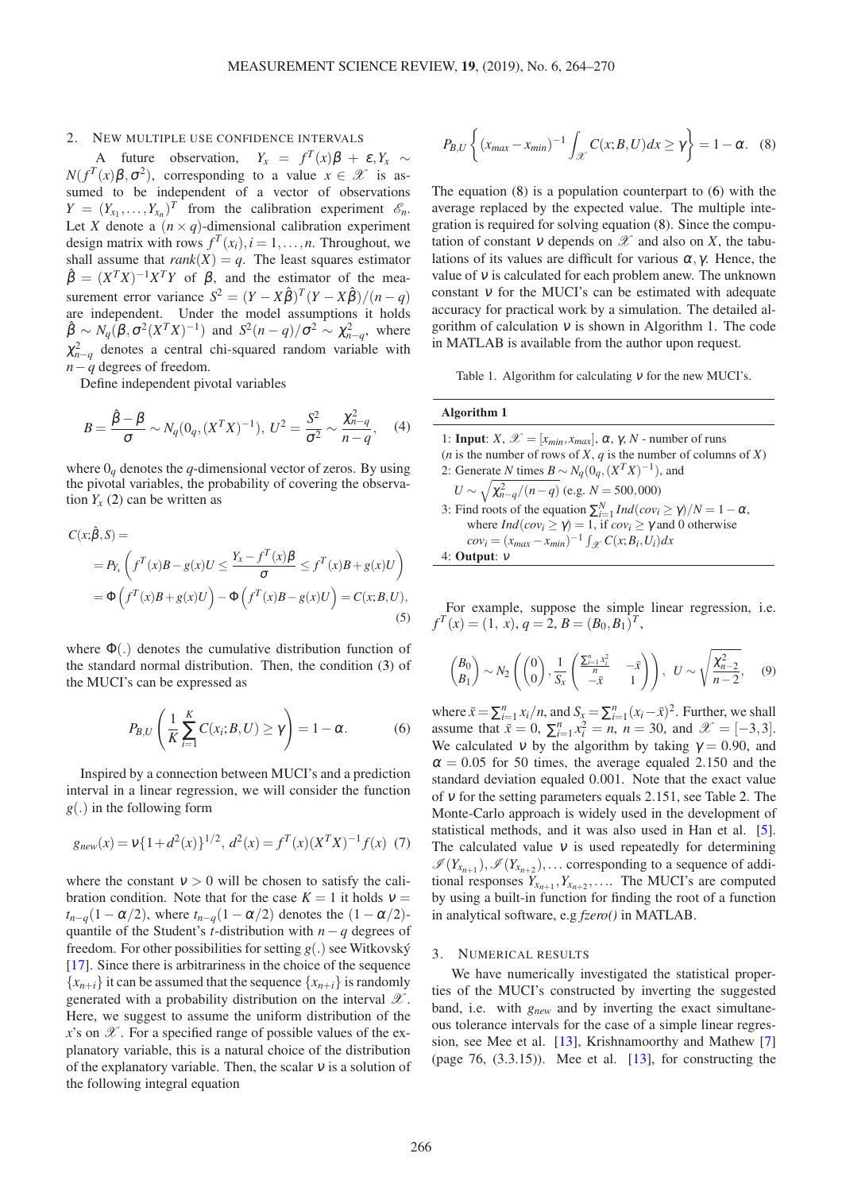## 2. NEW MULTIPLE USE CONFIDENCE INTERVALS

A future observation, $Y_x = f^T(x)\beta + \varepsilon, Y_x \sim N(f^T(x)\beta, \sigma^2)$, corresponding to a value $x \in \mathscr{X}$ is assumed to be independent of a vector of observations $Y = (Y_{x_1}, \ldots, Y_{x_n})^T$ from the calibration experiment $\mathscr{E}_n$. Let $X$ denote a $(n \times q)$-dimensional calibration experiment design matrix with rows $f^T(x_i), i = 1, \ldots, n$. Throughout, we shall assume that $rank(X) = q$. The least squares estimator $\hat{\beta} = (X^TX)^{-1}X^TY$ of $\beta$, and the estimator of the measurement error variance $S^2 = (Y - X\hat{\beta})^T(Y - X\hat{\beta})/(n-q)$ are independent. Under the model assumptions it holds $\hat{\beta} \sim N_q(\beta, \sigma^2(X^TX)^{-1})$ and $S^2(n-q)/\sigma^2 \sim \chi^2_{n-q}$, where $\chi^2_{n-q}$ denotes a central chi-squared random variable with $n-q$ degrees of freedom.

Define independent pivotal variables

$$B = \frac{\hat{\beta} - \beta}{\sigma} \sim N_q(0_q, (X^TX)^{-1}),\ U^2 = \frac{S^2}{\sigma^2} \sim \frac{\chi^2_{n-q}}{n-q}, \quad (4)$$

where $0_q$ denotes the $q$-dimensional vector of zeros. By using the pivotal variables, the probability of covering the observation $Y_x$ (2) can be written as

$$\begin{aligned} C(x;\hat{\beta}, S) &= \\ &= P_{Y_x}\left(f^T(x)B - g(x)U \leq \frac{Y_x - f^T(x)\beta}{\sigma} \leq f^T(x)B + g(x)U\right) \\ &= \Phi\left(f^T(x)B + g(x)U\right) - \Phi\left(f^T(x)B - g(x)U\right) = C(x;B,U), \end{aligned} \quad (5)$$

where $\Phi(.)$ denotes the cumulative distribution function of the standard normal distribution. Then, the condition (3) of the MUCI's can be expressed as

$$P_{B,U}\left(\frac{1}{K}\sum_{i=1}^{K} C(x_i;B,U) \geq \gamma\right) = 1 - \alpha. \quad (6)$$

Inspired by a connection between MUCI's and a prediction interval in a linear regression, we will consider the function $g(.)$ in the following form

$$g_{new}(x) = \nu\{1 + d^2(x)\}^{1/2},\ d^2(x) = f^T(x)(X^TX)^{-1}f(x) \quad (7)$$

where the constant $\nu > 0$ will be chosen to satisfy the calibration condition. Note that for the case $K = 1$ it holds $\nu = t_{n-q}(1-\alpha/2)$, where $t_{n-q}(1-\alpha/2)$ denotes the $(1-\alpha/2)$-quantile of the Student's $t$-distribution with $n-q$ degrees of freedom. For other possibilities for setting $g(.)$ see Witkovský [17]. Since there is arbitrariness in the choice of the sequence $\{x_{n+i}\}$ it can be assumed that the sequence $\{x_{n+i}\}$ is randomly generated with a probability distribution on the interval $\mathscr{X}$. Here, we suggest to assume the uniform distribution of the $x$'s on $\mathscr{X}$. For a specified range of possible values of the explanatory variable, this is a natural choice of the distribution of the explanatory variable. Then, the scalar $\nu$ is a solution of the following integral equation

$$P_{B,U}\left\{(x_{max} - x_{min})^{-1}\int_{\mathscr{X}} C(x;B,U)dx \geq \gamma\right\} = 1 - \alpha. \quad (8)$$

The equation (8) is a population counterpart to (6) with the average replaced by the expected value. The multiple integration is required for solving equation (8). Since the computation of constant $\nu$ depends on $\mathscr{X}$ and also on $X$, the tabulations of its values are difficult for various $\alpha, \gamma$. Hence, the value of $\nu$ is calculated for each problem anew. The unknown constant $\nu$ for the MUCI's can be estimated with adequate accuracy for practical work by a simulation. The detailed algorithm of calculation $\nu$ is shown in Algorithm 1. The code in MATLAB is available from the author upon request.

Table 1. Algorithm for calculating $\nu$ for the new MUCI's.

| **Algorithm 1** |
|---|
| 1: **Input**: $X$, $\mathscr{X} = [x_{min}, x_{max}]$, $\alpha$, $\gamma$, $N$ - number of runs ($n$ is the number of rows of $X$, $q$ is the number of columns of $X$) |
| 2: Generate $N$ times $B \sim N_q(0_q, (X^TX)^{-1})$, and $U \sim \sqrt{\chi^2_{n-q}/(n-q)}$ (e.g. $N = 500{,}000$) |
| 3: Find roots of the equation $\sum_{i=1}^{N} Ind(cov_i \geq \gamma)/N = 1 - \alpha$, where $Ind(cov_i \geq \gamma) = 1$, if $cov_i \geq \gamma$ and 0 otherwise $cov_i = (x_{max} - x_{min})^{-1}\int_{\mathscr{X}} C(x;B_i,U_i)dx$ |
| 4: **Output**: $\nu$ |

For example, suppose the simple linear regression, i.e. $f^T(x) = (1,\ x)$, $q = 2$, $B = (B_0, B_1)^T$,

$$\begin{pmatrix} B_0 \\ B_1 \end{pmatrix} \sim N_2\left(\begin{pmatrix} 0 \\ 0 \end{pmatrix}, \frac{1}{S_x}\begin{pmatrix} \frac{\sum_{i=1}^n x_i^2}{n} & -\bar{x} \\ -\bar{x} & 1 \end{pmatrix}\right),\ U \sim \sqrt{\frac{\chi^2_{n-2}}{n-2}}, \quad (9)$$

where $\bar{x} = \sum_{i=1}^n x_i/n$, and $S_x = \sum_{i=1}^n (x_i - \bar{x})^2$. Further, we shall assume that $\bar{x} = 0$, $\sum_{i=1}^n x_i^2 = n$, $n = 30$, and $\mathscr{X} = [-3, 3]$. We calculated $\nu$ by the algorithm by taking $\gamma = 0.90$, and $\alpha = 0.05$ for 50 times, the average equaled 2.150 and the standard deviation equaled 0.001. Note that the exact value of $\nu$ for the setting parameters equals 2.151, see Table 2. The Monte-Carlo approach is widely used in the development of statistical methods, and it was also used in Han et al. [5]. The calculated value $\nu$ is used repeatedly for determining $\mathscr{I}(Y_{x_{n+1}}), \mathscr{I}(Y_{x_{n+2}}), \ldots$ corresponding to a sequence of additional responses $Y_{x_{n+1}}, Y_{x_{n+2}}, \ldots$. The MUCI's are computed by using a built-in function for finding the root of a function in analytical software, e.g *fzero()* in MATLAB.

## 3. NUMERICAL RESULTS

We have numerically investigated the statistical properties of the MUCI's constructed by inverting the suggested band, i.e. with $g_{new}$ and by inverting the exact simultaneous tolerance intervals for the case of a simple linear regression, see Mee et al. [13], Krishnamoorthy and Mathew [7] (page 76, (3.3.15)). Mee et al. [13], for constructing the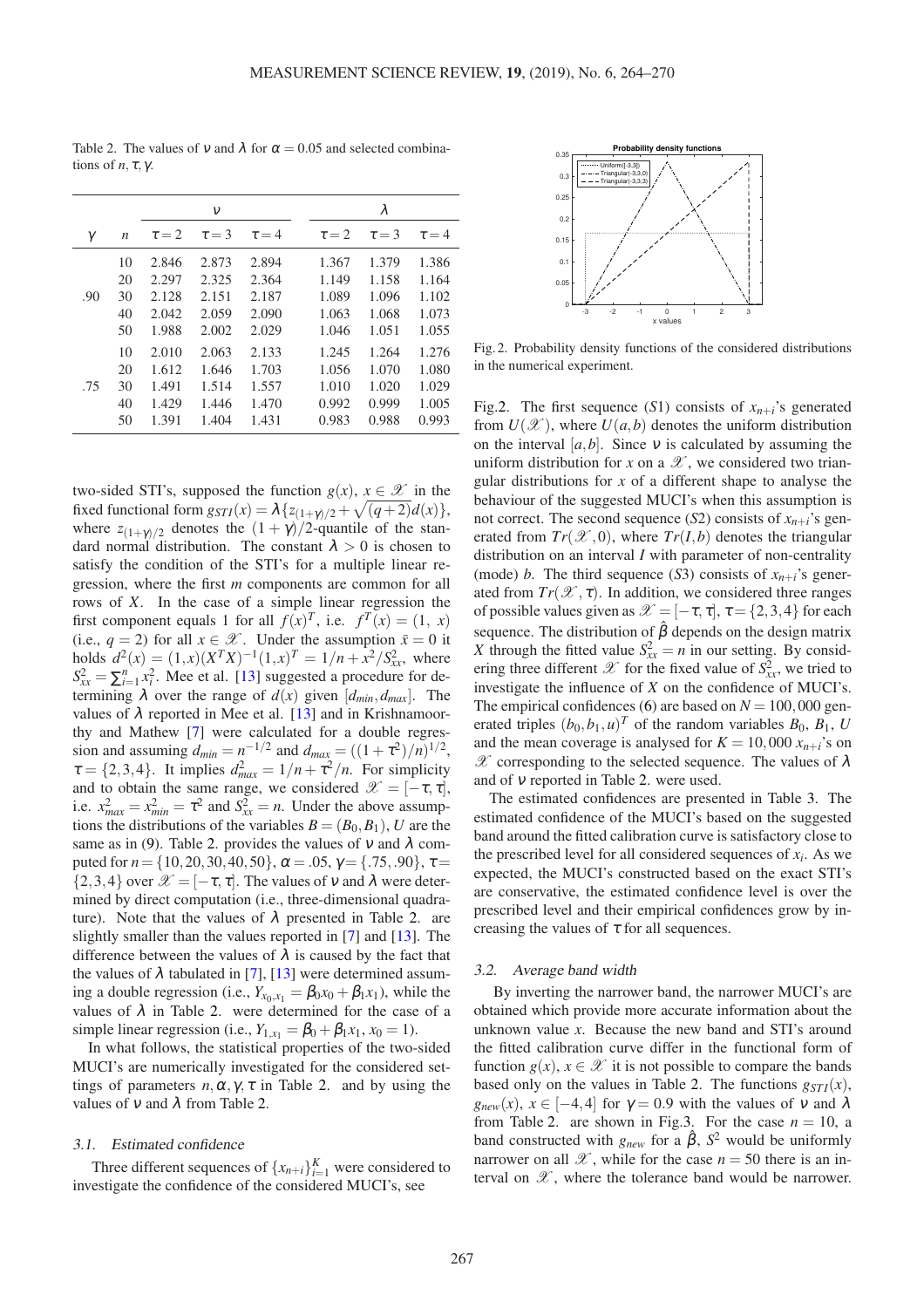Table 2. The values of $\nu$ and $\lambda$ for $\alpha = 0.05$ and selected combinations of $n, \tau, \gamma$.

| | | $\nu$ | | | $\lambda$ | | |
|---|---|---|---|---|---|---|---|
| $\gamma$ | $n$ | $\tau = 2$ | $\tau = 3$ | $\tau = 4$ | $\tau = 2$ | $\tau = 3$ | $\tau = 4$ |
| .90 | 10 | 2.846 | 2.873 | 2.894 | 1.367 | 1.379 | 1.386 |
| | 20 | 2.297 | 2.325 | 2.364 | 1.149 | 1.158 | 1.164 |
| | 30 | 2.128 | 2.151 | 2.187 | 1.089 | 1.096 | 1.102 |
| | 40 | 2.042 | 2.059 | 2.090 | 1.063 | 1.068 | 1.073 |
| | 50 | 1.988 | 2.002 | 2.029 | 1.046 | 1.051 | 1.055 |
| .75 | 10 | 2.010 | 2.063 | 2.133 | 1.245 | 1.264 | 1.276 |
| | 20 | 1.612 | 1.646 | 1.703 | 1.056 | 1.070 | 1.080 |
| | 30 | 1.491 | 1.514 | 1.557 | 1.010 | 1.020 | 1.029 |
| | 40 | 1.429 | 1.446 | 1.470 | 0.992 | 0.999 | 1.005 |
| | 50 | 1.391 | 1.404 | 1.431 | 0.983 | 0.988 | 0.993 |

two-sided STI's, supposed the function $g(x)$, $x \in \mathscr{X}$ in the fixed functional form $g_{STI}(x) = \lambda\{z_{(1+\gamma)/2} + \sqrt{(q+2)}d(x)\}$, where $z_{(1+\gamma)/2}$ denotes the $(1+\gamma)/2$-quantile of the standard normal distribution. The constant $\lambda > 0$ is chosen to satisfy the condition of the STI's for a multiple linear regression, where the first $m$ components are common for all rows of $X$. In the case of a simple linear regression the first component equals 1 for all $f(x)^T$, i.e. $f^T(x) = (1,\ x)$ (i.e., $q = 2$) for all $x \in \mathscr{X}$. Under the assumption $\bar{x} = 0$ it holds $d^2(x) = (1,x)(X^TX)^{-1}(1,x)^T = 1/n + x^2/S_{xx}^2$, where $S_{xx}^2 = \sum_{i=1}^n x_i^2$. Mee et al. [13] suggested a procedure for determining $\lambda$ over the range of $d(x)$ given $[d_{min}, d_{max}]$. The values of $\lambda$ reported in Mee et al. [13] and in Krishnamoorthy and Mathew [7] were calculated for a double regression and assuming $d_{min} = n^{-1/2}$ and $d_{max} = ((1+\tau^2)/n)^{1/2}$, $\tau = \{2,3,4\}$. It implies $d_{max}^2 = 1/n + \tau^2/n$. For simplicity and to obtain the same range, we considered $\mathscr{X} = [-\tau, \tau]$, i.e. $x_{max}^2 = x_{min}^2 = \tau^2$ and $S_{xx}^2 = n$. Under the above assumptions the distributions of the variables $B = (B_0, B_1)$, $U$ are the same as in (9). Table 2. provides the values of $\nu$ and $\lambda$ computed for $n = \{10,20,30,40,50\}$, $\alpha = .05$, $\gamma = \{.75, .90\}$, $\tau = \{2,3,4\}$ over $\mathscr{X} = [-\tau, \tau]$. The values of $\nu$ and $\lambda$ were determined by direct computation (i.e., three-dimensional quadrature). Note that the values of $\lambda$ presented in Table 2. are slightly smaller than the values reported in [7] and [13]. The difference between the values of $\lambda$ is caused by the fact that the values of $\lambda$ tabulated in [7], [13] were determined assuming a double regression (i.e., $Y_{x_0,x_1} = \beta_0 x_0 + \beta_1 x_1$), while the values of $\lambda$ in Table 2. were determined for the case of a simple linear regression (i.e., $Y_{1,x_1} = \beta_0 + \beta_1 x_1$, $x_0 = 1$).

In what follows, the statistical properties of the two-sided MUCI's are numerically investigated for the considered settings of parameters $n, \alpha, \gamma, \tau$ in Table 2. and by using the values of $\nu$ and $\lambda$ from Table 2.

### 3.1. Estimated confidence

Three different sequences of $\{x_{n+i}\}_{i=1}^K$ were considered to investigate the confidence of the considered MUCI's, see

Fig.2. Probability density functions of the considered distributions in the numerical experiment.

Fig.2. The first sequence ($S1$) consists of $x_{n+i}$'s generated from $U(\mathscr{X})$, where $U(a,b)$ denotes the uniform distribution on the interval $[a,b]$. Since $\nu$ is calculated by assuming the uniform distribution for $x$ on a $\mathscr{X}$, we considered two triangular distributions for $x$ of a different shape to analyse the behaviour of the suggested MUCI's when this assumption is not correct. The second sequence ($S2$) consists of $x_{n+i}$'s generated from $Tr(\mathscr{X}, 0)$, where $Tr(I, b)$ denotes the triangular distribution on an interval $I$ with parameter of non-centrality (mode) $b$. The third sequence ($S3$) consists of $x_{n+i}$'s generated from $Tr(\mathscr{X}, \tau)$. In addition, we considered three ranges of possible values given as $\mathscr{X} = [-\tau, \tau]$, $\tau = \{2,3,4\}$ for each sequence. The distribution of $\hat{\beta}$ depends on the design matrix $X$ through the fitted value $S_{xx}^2 = n$ in our setting. By considering three different $\mathscr{X}$ for the fixed value of $S_{xx}^2$, we tried to investigate the influence of $X$ on the confidence of MUCI's. The empirical confidences (6) are based on $N = 100{,}000$ generated triples $(b_0, b_1, u)^T$ of the random variables $B_0$, $B_1$, $U$ and the mean coverage is analysed for $K = 10{,}000$ $x_{n+i}$'s on $\mathscr{X}$ corresponding to the selected sequence. The values of $\lambda$ and of $\nu$ reported in Table 2. were used.

The estimated confidences are presented in Table 3. The estimated confidence of the MUCI's based on the suggested band around the fitted calibration curve is satisfactory close to the prescribed level for all considered sequences of $x_i$. As we expected, the MUCI's constructed based on the exact STI's are conservative, the estimated confidence level is over the prescribed level and their empirical confidences grow by increasing the values of $\tau$ for all sequences.

### 3.2. Average band width

By inverting the narrower band, the narrower MUCI's are obtained which provide more accurate information about the unknown value $x$. Because the new band and STI's around the fitted calibration curve differ in the functional form of function $g(x)$, $x \in \mathscr{X}$ it is not possible to compare the bands based only on the values in Table 2. The functions $g_{STI}(x)$, $g_{new}(x)$, $x \in [-4,4]$ for $\gamma = 0.9$ with the values of $\nu$ and $\lambda$ from Table 2. are shown in Fig.3. For the case $n = 10$, a band constructed with $g_{new}$ for a $\hat{\beta}$, $S^2$ would be uniformly narrower on all $\mathscr{X}$, while for the case $n = 50$ there is an interval on $\mathscr{X}$, where the tolerance band would be narrower.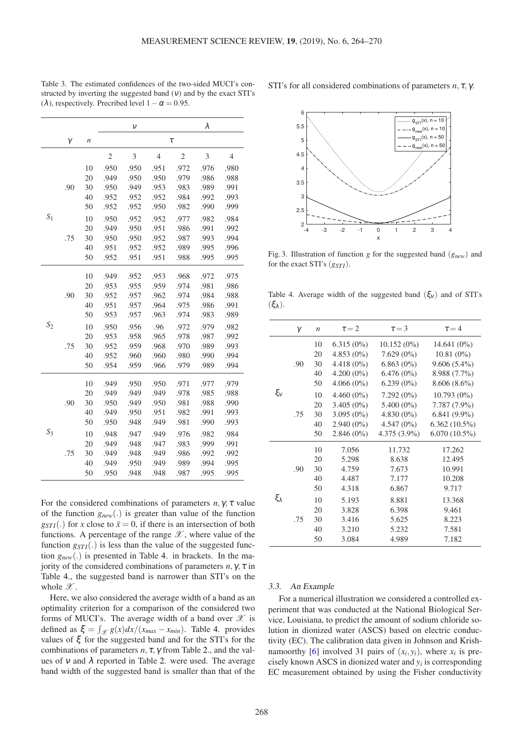Table 3. The estimated confidences of the two-sided MUCI's constructed by inverting the suggested band ($\nu$) and by the exact STI's ($\lambda$), respectively. Precribed level $1-\alpha = 0.95$.

| | $\gamma$ | $n$ | $\nu$ | | | $\lambda$ | | |
|---|---|---|---|---|---|---|---|---|
| | | | $\tau$ | | | | | |
| | | | 2 | 3 | 4 | 2 | 3 | 4 |
| $S_1$ | .90 | 10 | .950 | .950 | .951 | .972 | .976 | .980 |
| | | 20 | .949 | .950 | .950 | .979 | .986 | .988 |
| | | 30 | .950 | .949 | .953 | .983 | .989 | .991 |
| | | 40 | .952 | .952 | .952 | .984 | .992 | .993 |
| | | 50 | .952 | .952 | .950 | .982 | .990 | .999 |
| | .75 | 10 | .950 | .952 | .952 | .977 | .982 | .984 |
| | | 20 | .949 | .950 | .951 | .986 | .991 | .992 |
| | | 30 | .950 | .950 | .952 | .987 | .993 | .994 |
| | | 40 | .951 | .952 | .952 | .989 | .995 | .996 |
| | | 50 | .952 | .951 | .951 | .988 | .995 | .995 |
| $S_2$ | .90 | 10 | .949 | .952 | .953 | .968 | .972 | .975 |
| | | 20 | .953 | .955 | .959 | .974 | .981 | .986 |
| | | 30 | .952 | .957 | .962 | .974 | .984 | .988 |
| | | 40 | .951 | .957 | .964 | .975 | .986 | .991 |
| | | 50 | .953 | .957 | .963 | .974 | .983 | .989 |
| | .75 | 10 | .950 | .956 | .96 | .972 | .979 | .982 |
| | | 20 | .953 | .958 | .965 | .978 | .987 | .992 |
| | | 30 | .952 | .959 | .968 | .970 | .989 | .993 |
| | | 40 | .952 | .960 | .960 | .980 | .990 | .994 |
| | | 50 | .954 | .959 | .966 | .979 | .989 | .994 |
| $S_3$ | .90 | 10 | .949 | .950 | .950 | .971 | .977 | .979 |
| | | 20 | .949 | .949 | .949 | .978 | .985 | .988 |
| | | 30 | .950 | .949 | .950 | .981 | .988 | .990 |
| | | 40 | .949 | .950 | .951 | .982 | .991 | .993 |
| | | 50 | .950 | .948 | .949 | .981 | .990 | .993 |
| | .75 | 10 | .948 | .947 | .949 | .976 | .982 | .984 |
| | | 20 | .949 | .948 | .947 | .983 | .999 | .991 |
| | | 30 | .949 | .948 | .949 | .986 | .992 | .992 |
| | | 40 | .949 | .950 | .949 | .989 | .994 | .995 |
| | | 50 | .950 | .948 | .948 | .987 | .995 | .995 |

For the considered combinations of parameters $n, \gamma, \tau$ value of the function $g_{new}(.)$ is greater than value of the function $g_{STI}(.)$ for $x$ close to $\bar{x} = 0$, if there is an intersection of both functions. A percentage of the range $\mathscr{X}$, where value of the function $g_{STI}(.)$ is less than the value of the suggested function $g_{new}(.)$ is presented in Table 4. in brackets. In the majority of the considered combinations of parameters $n, \gamma, \tau$ in Table 4., the suggested band is narrower than STI's on the whole $\mathscr{X}$.

Here, we also considered the average width of a band as an optimality criterion for a comparison of the considered two forms of MUCI's. The average width of a band over $\mathscr{X}$ is defined as $\xi = \int_{\mathscr{X}} g(x)dx/(x_{max} - x_{min})$. Table 4. provides values of $\xi$ for the suggested band and for the STI's for the combinations of parameters $n, \tau, \gamma$ from Table 2., and the values of $\nu$ and $\lambda$ reported in Table 2. were used. The average band width of the suggested band is smaller than that of the STI's for all considered combinations of parameters $n, \tau, \gamma$.

Fig. 3. Illustration of function $g$ for the suggested band ($g_{new}$) and for the exact STI's ($g_{STI}$).

Table 4. Average width of the suggested band ($\xi_\nu$) and of STI's ($\xi_\lambda$).

| | $\gamma$ | $n$ | $\tau = 2$ | $\tau = 3$ | $\tau = 4$ |
|---|---|---|---|---|---|
| $\xi_\nu$ | .90 | 10 | 6.315 (0%) | 10.152 (0%) | 14.641 (0%) |
| | | 20 | 4.853 (0%) | 7.629 (0%) | 10.81 (0%) |
| | | 30 | 4.418 (0%) | 6.863 (0%) | 9.606 (5.4%) |
| | | 40 | 4.200 (0%) | 6.476 (0%) | 8.988 (7.7%) |
| | | 50 | 4.066 (0%) | 6.239 (0%) | 8.606 (8.6%) |
| | .75 | 10 | 4.460 (0%) | 7.292 (0%) | 10.793 (0%) |
| | | 20 | 3.405 (0%) | 5.400 (0%) | 7.787 (7.9%) |
| | | 30 | 3.095 (0%) | 4.830 (0%) | 6.841 (9.9%) |
| | | 40 | 2.940 (0%) | 4.547 (0%) | 6.362 (10.5%) |
| | | 50 | 2.846 (0%) | 4.375 (3.9%) | 6.070 (10.5%) |
| $\xi_\lambda$ | .90 | 10 | 7.056 | 11.732 | 17.262 |
| | | 20 | 5.298 | 8.638 | 12.495 |
| | | 30 | 4.759 | 7.673 | 10.991 |
| | | 40 | 4.487 | 7.177 | 10.208 |
| | | 50 | 4.318 | 6.867 | 9.717 |
| | .75 | 10 | 5.193 | 8.881 | 13.368 |
| | | 20 | 3.828 | 6.398 | 9.461 |
| | | 30 | 3.416 | 5.625 | 8.223 |
| | | 40 | 3.210 | 5.232 | 7.581 |
| | | 50 | 3.084 | 4.989 | 7.182 |

### 3.3. An Example

For a numerical illustration we considered a controlled experiment that was conducted at the National Biological Service, Louisiana, to predict the amount of sodium chloride solution in dionized water (ASCS) based on electric conductivity (EC). The calibration data given in Johnson and Krishnamoorthy [6] involved 31 pairs of $(x_i, y_i)$, where $x_i$ is precisely known ASCS in dionized water and $y_i$ is corresponding EC measurement obtained by using the Fisher conductivity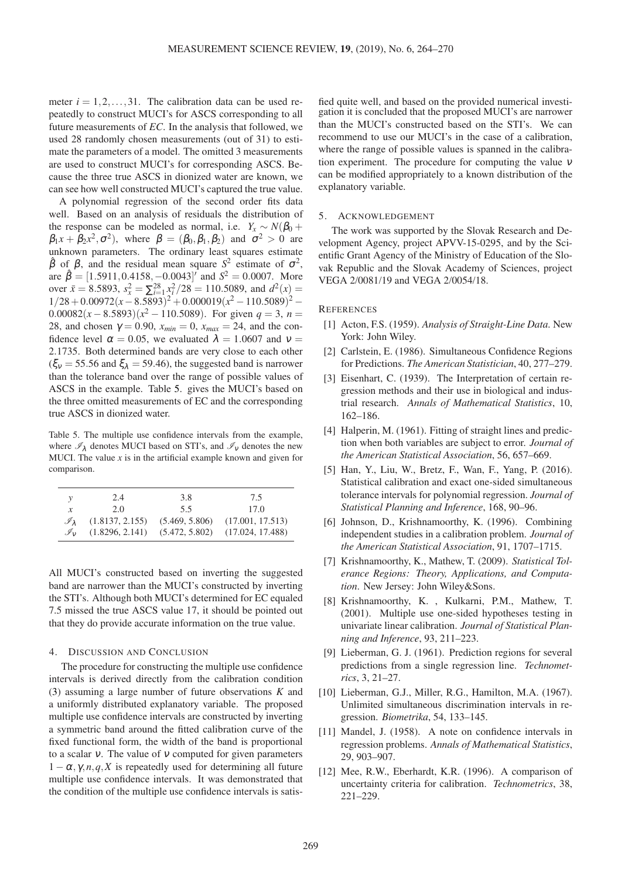meter $i = 1, 2, \ldots, 31$. The calibration data can be used repeatedly to construct MUCI's for ASCS corresponding to all future measurements of *EC*. In the analysis that followed, we used 28 randomly chosen measurements (out of 31) to estimate the parameters of a model. The omitted 3 measurements are used to construct MUCI's for corresponding ASCS. Because the three true ASCS in dionized water are known, we can see how well constructed MUCI's captured the true value.

A polynomial regression of the second order fits data well. Based on an analysis of residuals the distribution of the response can be modeled as normal, i.e. $Y_x \sim N(\beta_0 + \beta_1 x + \beta_2 x^2, \sigma^2)$, where $\beta = (\beta_0, \beta_1, \beta_2)$ and $\sigma^2 > 0$ are unknown parameters. The ordinary least squares estimate $\hat{\beta}$ of $\beta$, and the residual mean square $S^2$ estimate of $\sigma^2$, are $\hat{\beta} = [1.5911, 0.4158, -0.0043]'$ and $S^2 = 0.0007$. More over $\bar{x} = 8.5893$, $s_x^2 = \sum_{i=1}^{28} x_i^2/28 = 110.5089$, and $d^2(x) = 1/28 + 0.00972(x - 8.5893)^2 + 0.000019(x^2 - 110.5089)^2 - 0.00082(x - 8.5893)(x^2 - 110.5089)$. For given $q = 3$, $n = 28$, and chosen $\gamma = 0.90$, $x_{min} = 0$, $x_{max} = 24$, and the confidence level $\alpha = 0.05$, we evaluated $\lambda = 1.0607$ and $\nu = 2.1735$. Both determined bands are very close to each other ($\xi_\nu = 55.56$ and $\xi_\lambda = 59.46$), the suggested band is narrower than the tolerance band over the range of possible values of ASCS in the example. Table 5. gives the MUCI's based on the three omitted measurements of EC and the corresponding true ASCS in dionized water.

Table 5. The multiple use confidence intervals from the example, where $\mathscr{I}_\lambda$ denotes MUCI based on STI's, and $\mathscr{I}_\nu$ denotes the new MUCI. The value $x$ is in the artificial example known and given for comparison.

| $y$ | 2.4 | 3.8 | 7.5 |
|---|---|---|---|
| $x$ | 2.0 | 5.5 | 17.0 |
| $\mathscr{I}_\lambda$ | (1.8137, 2.155) | (5.469, 5.806) | (17.001, 17.513) |
| $\mathscr{I}_\nu$ | (1.8296, 2.141) | (5.472, 5.802) | (17.024, 17.488) |

All MUCI's constructed based on inverting the suggested band are narrower than the MUCI's constructed by inverting the STI's. Although both MUCI's determined for EC equaled 7.5 missed the true ASCS value 17, it should be pointed out that they do provide accurate information on the true value.

## 4. Discussion and Conclusion

The procedure for constructing the multiple use confidence intervals is derived directly from the calibration condition (3) assuming a large number of future observations $K$ and a uniformly distributed explanatory variable. The proposed multiple use confidence intervals are constructed by inverting a symmetric band around the fitted calibration curve of the fixed functional form, the width of the band is proportional to a scalar $\nu$. The value of $\nu$ computed for given parameters $1-\alpha, \gamma, n, q, X$ is repeatedly used for determining all future multiple use confidence intervals. It was demonstrated that the condition of the multiple use confidence intervals is satisfied quite well, and based on the provided numerical investigation it is concluded that the proposed MUCI's are narrower than the MUCI's constructed based on the STI's. We can recommend to use our MUCI's in the case of a calibration, where the range of possible values is spanned in the calibration experiment. The procedure for computing the value $\nu$ can be modified appropriately to a known distribution of the explanatory variable.

## 5. Acknowledgement

The work was supported by the Slovak Research and Development Agency, project APVV-15-0295, and by the Scientific Grant Agency of the Ministry of Education of the Slovak Republic and the Slovak Academy of Sciences, project VEGA 2/0081/19 and VEGA 2/0054/18.

## References

[1] Acton, F.S. (1959). *Analysis of Straight-Line Data*. New York: John Wiley.

[2] Carlstein, E. (1986). Simultaneous Confidence Regions for Predictions. *The American Statistician*, 40, 277–279.

[3] Eisenhart, C. (1939). The Interpretation of certain regression methods and their use in biological and industrial research. *Annals of Mathematical Statistics*, 10, 162–186.

[4] Halperin, M. (1961). Fitting of straight lines and prediction when both variables are subject to error. *Journal of the American Statistical Association*, 56, 657–669.

[5] Han, Y., Liu, W., Bretz, F., Wan, F., Yang, P. (2016). Statistical calibration and exact one-sided simultaneous tolerance intervals for polynomial regression. *Journal of Statistical Planning and Inference*, 168, 90–96.

[6] Johnson, D., Krishnamoorthy, K. (1996). Combining independent studies in a calibration problem. *Journal of the American Statistical Association*, 91, 1707–1715.

[7] Krishnamoorthy, K., Mathew, T. (2009). *Statistical Tolerance Regions: Theory, Applications, and Computation*. New Jersey: John Wiley&Sons.

[8] Krishnamoorthy, K. , Kulkarni, P.M., Mathew, T. (2001). Multiple use one-sided hypotheses testing in univariate linear calibration. *Journal of Statistical Planning and Inference*, 93, 211–223.

[9] Lieberman, G. J. (1961). Prediction regions for several predictions from a single regression line. *Technometrics*, 3, 21–27.

[10] Lieberman, G.J., Miller, R.G., Hamilton, M.A. (1967). Unlimited simultaneous discrimination intervals in regression. *Biometrika*, 54, 133–145.

[11] Mandel, J. (1958). A note on confidence intervals in regression problems. *Annals of Mathematical Statistics*, 29, 903–907.

[12] Mee, R.W., Eberhardt, K.R. (1996). A comparison of uncertainty criteria for calibration. *Technometrics*, 38, 221–229.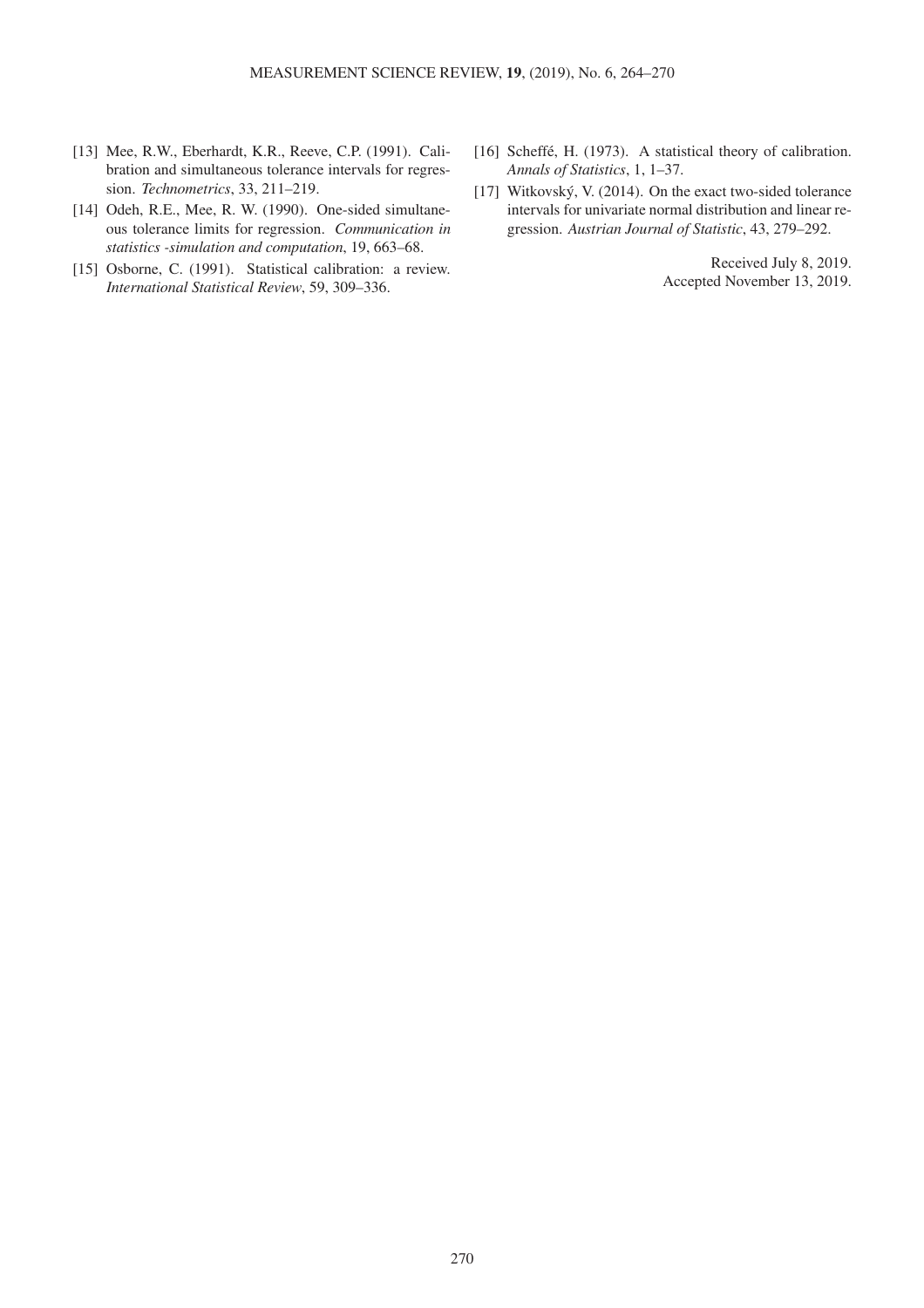[13] Mee, R.W., Eberhardt, K.R., Reeve, C.P. (1991). Calibration and simultaneous tolerance intervals for regression. *Technometrics*, 33, 211–219.

[14] Odeh, R.E., Mee, R. W. (1990). One-sided simultaneous tolerance limits for regression. *Communication in statistics -simulation and computation*, 19, 663–68.

[15] Osborne, C. (1991). Statistical calibration: a review. *International Statistical Review*, 59, 309–336.

[16] Scheffé, H. (1973). A statistical theory of calibration. *Annals of Statistics*, 1, 1–37.

[17] Witkovský, V. (2014). On the exact two-sided tolerance intervals for univariate normal distribution and linear regression. *Austrian Journal of Statistic*, 43, 279–292.

Received July 8, 2019.
Accepted November 13, 2019.